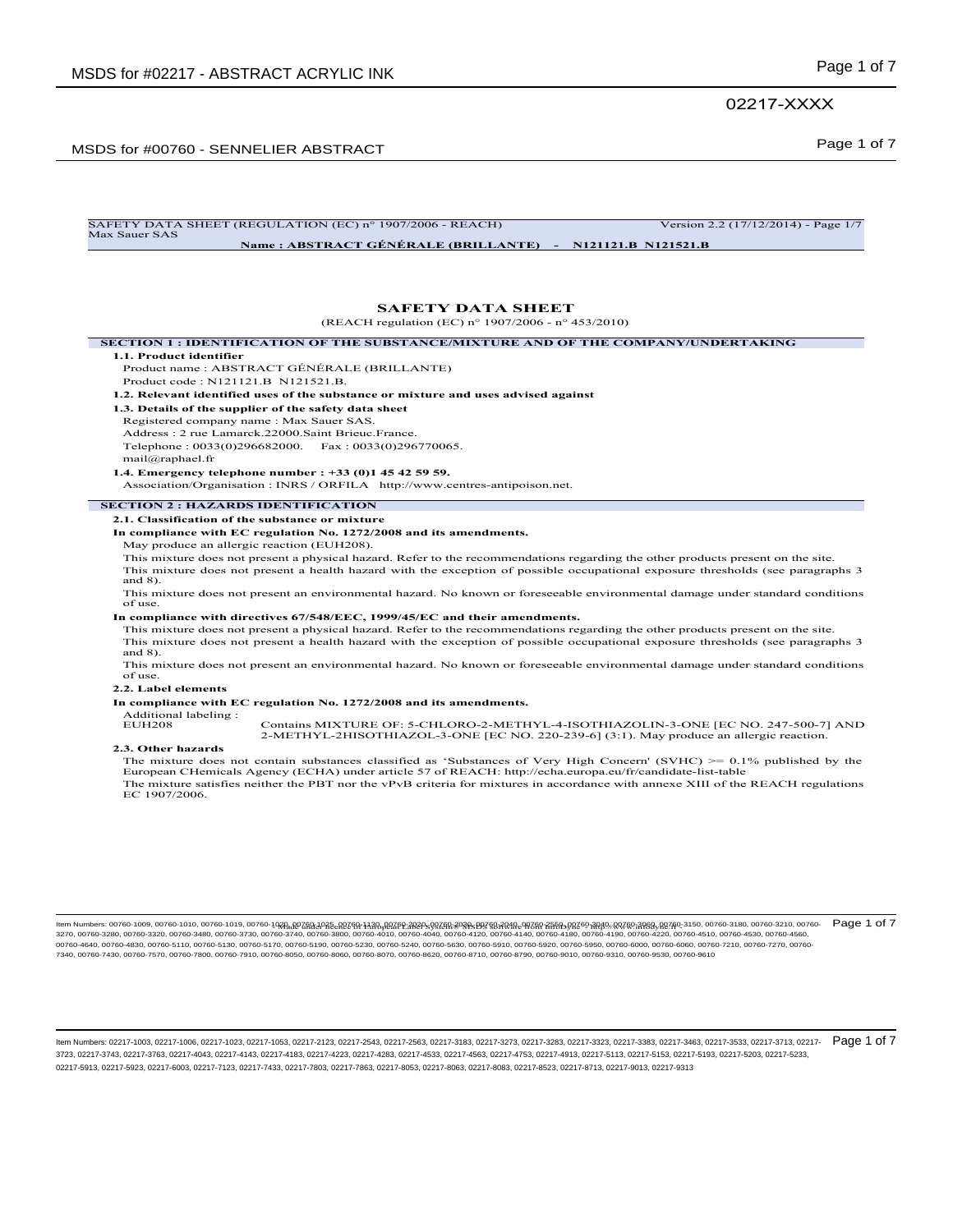# SAFETY DATA SHEET

(REACH regulation (EC) n° 1907/2006 - n° 453/2010)

## SECTION 1 : IDENTIFICATION OF THE SUBSTANCE/MIXTURE AND OF THE COMPANY/UNDERTAKING

**1.1. Product identifier**

Product name : ABSTRACT GÉNÉRALE (BRILLANTE)

Product code : N121121.B N121521.B.

**1.2. Relevant identified uses of the substance or mixture and uses advised against**

**1.3. Details of the supplier of the safety data sheet**

Registered company name : Max Sauer SAS.

Address : 2 rue Lamarck.22000.Saint Brieuc.France.

Telephone : 0033(0)296682000. Fax : 0033(0)296770065.

mail@raphael.fr

**1.4. Emergency telephone number : +33 (0)1 45 42 59 59.**

Association/Organisation : INRS / ORFILA http://www.centres-antipoison.net.

## SECTION 2 : HAZARDS IDENTIFICATION

**2.1. Classification of the substance or mixture**

**In compliance with EC regulation No. 1272/2008 and its amendments.**

May produce an allergic reaction (EUH208).

This mixture does not present a physical hazard. Refer to the recommendations regarding the other products present on the site.

This mixture does not present a health hazard with the exception of possible occupational exposure thresholds (see paragraphs 3 and 8).

This mixture does not present an environmental hazard. No known or foreseeable environmental damage under standard conditions of use.

**In compliance with directives 67/548/EEC, 1999/45/EC and their amendments.**

This mixture does not present a physical hazard. Refer to the recommendations regarding the other products present on the site.

This mixture does not present a health hazard with the exception of possible occupational exposure thresholds (see paragraphs 3 and 8).

This mixture does not present an environmental hazard. No known or foreseeable environmental damage under standard conditions of use.

**2.2. Label elements**

**In compliance with EC regulation No. 1272/2008 and its amendments.**

Additional labeling :

EUH208 Contains MIXTURE OF: 5-CHLORO-2-METHYL-4-ISOTHIAZOLIN-3-ONE [EC NO. 247-500-7] AND 2-METHYL-2HISOTHIAZOL-3-ONE [EC NO. 220-239-6] (3:1). May produce an allergic reaction.

**2.3. Other hazards**

The mixture does not contain substances classified as 'Substances of Very High Concern' (SVHC) >= 0.1% published by the European CHemicals Agency (ECHA) under article 57 of REACH: http://echa.europa.eu/fr/candidate-list-table

The mixture satisfies neither the PBT nor the vPvB criteria for mixtures in accordance with annexe XIII of the REACH regulations EC 1907/2006.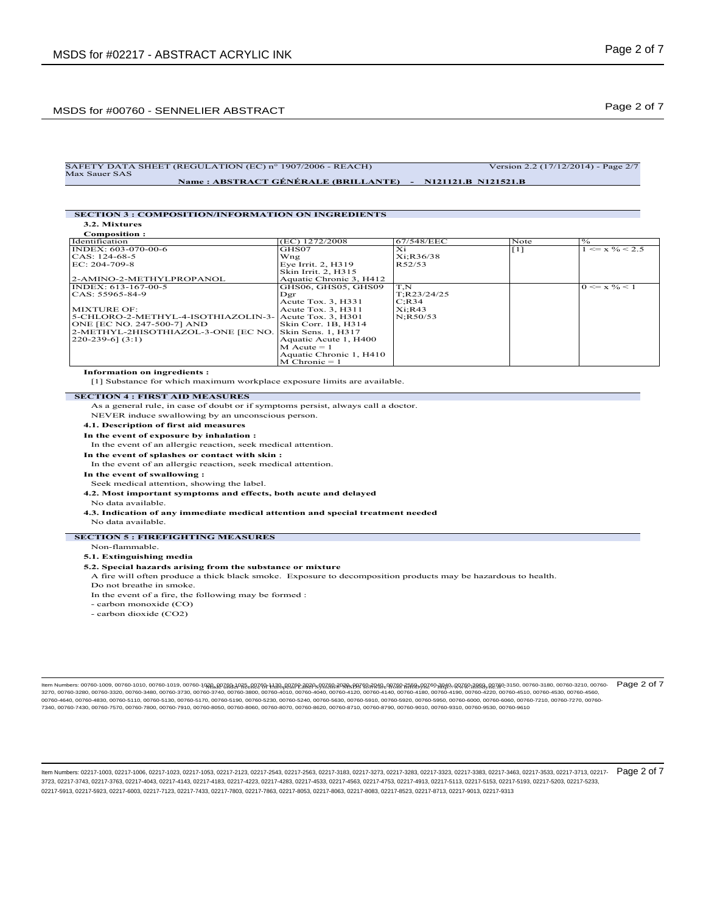SAFETY DATA SHEET (REGULATION (EC) n° 1907/2006 - REACH) Version 2.2 (17/12/2014) - Page 2/7
Max Sauer SAS

**Name : ABSTRACT GÉNÉRALE (BRILLANTE) - N121121.B N121521.B**

## SECTION 3 : COMPOSITION/INFORMATION ON INGREDIENTS

### 3.2. Mixtures

**Composition :**

| Identification | (EC) 1272/2008 | 67/548/EEC | Note | % |
|---|---|---|---|---|
| INDEX: 603-070-00-6<br>CAS: 124-68-5<br>EC: 204-709-8<br><br>2-AMINO-2-METHYLPROPANOL | GHS07<br>Wng<br>Eye Irrit. 2, H319<br>Skin Irrit. 2, H315<br>Aquatic Chronic 3, H412 | Xi<br>Xi;R36/38<br>R52/53 | [1] | 1 <= x % < 2.5 |
| INDEX: 613-167-00-5<br>CAS: 55965-84-9<br><br>MIXTURE OF:<br>5-CHLORO-2-METHYL-4-ISOTHIAZOLIN-3-ONE [EC NO. 247-500-7] AND<br>2-METHYL-2HISOTHIAZOL-3-ONE [EC NO. 220-239-6] (3:1) | GHS06, GHS05, GHS09<br>Dgr<br>Acute Tox. 3, H331<br>Acute Tox. 3, H311<br>Acute Tox. 3, H301<br>Skin Corr. 1B, H314<br>Skin Sens. 1, H317<br>Aquatic Acute 1, H400<br>M Acute = 1<br>Aquatic Chronic 1, H410<br>M Chronic = 1 | T,N<br>T;R23/24/25<br>C;R34<br>Xi;R43<br>N;R50/53 | | 0 <= x % < 1 |

**Information on ingredients :**

[1] Substance for which maximum workplace exposure limits are available.

## SECTION 4 : FIRST AID MEASURES

As a general rule, in case of doubt or if symptoms persist, always call a doctor.

NEVER induce swallowing by an unconscious person.

**4.1. Description of first aid measures**

**In the event of exposure by inhalation :**

In the event of an allergic reaction, seek medical attention.

**In the event of splashes or contact with skin :**

In the event of an allergic reaction, seek medical attention.

**In the event of swallowing :**

Seek medical attention, showing the label.

**4.2. Most important symptoms and effects, both acute and delayed**

No data available.

**4.3. Indication of any immediate medical attention and special treatment needed**

No data available.

## SECTION 5 : FIREFIGHTING MEASURES

Non-flammable.

**5.1. Extinguishing media**

**5.2. Special hazards arising from the substance or mixture**

A fire will often produce a thick black smoke. Exposure to decomposition products may be hazardous to health.

Do not breathe in smoke.

In the event of a fire, the following may be formed :

- carbon monoxide (CO)
- carbon dioxide ($CO_2$)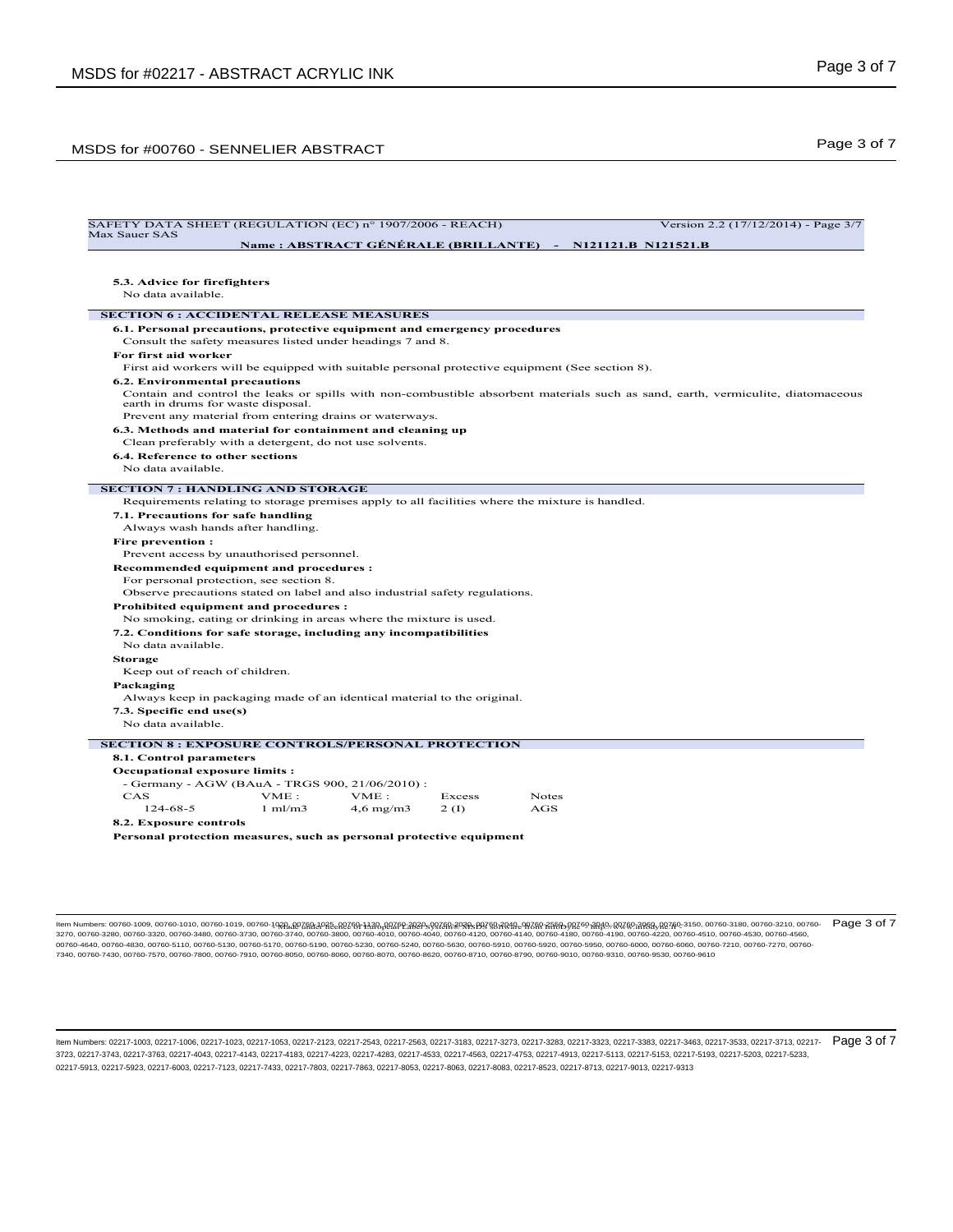SAFETY DATA SHEET (REGULATION (EC) n° 1907/2006 - REACH) Version 2.2 (17/12/2014) - Page 3/7
Max Sauer SAS

**Name : ABSTRACT GÉNÉRALE (BRILLANTE) - N121121.B N121521.B**

**5.3. Advice for firefighters**

No data available.

## SECTION 6 : ACCIDENTAL RELEASE MEASURES

**6.1. Personal precautions, protective equipment and emergency procedures**

Consult the safety measures listed under headings 7 and 8.

**For first aid worker**

First aid workers will be equipped with suitable personal protective equipment (See section 8).

**6.2. Environmental precautions**

Contain and control the leaks or spills with non-combustible absorbent materials such as sand, earth, vermiculite, diatomaceous earth in drums for waste disposal.

Prevent any material from entering drains or waterways.

**6.3. Methods and material for containment and cleaning up**

Clean preferably with a detergent, do not use solvents.

**6.4. Reference to other sections**

No data available.

## SECTION 7 : HANDLING AND STORAGE

Requirements relating to storage premises apply to all facilities where the mixture is handled.

**7.1. Precautions for safe handling**

Always wash hands after handling.

**Fire prevention :**

Prevent access by unauthorised personnel.

**Recommended equipment and procedures :**

For personal protection, see section 8.

Observe precautions stated on label and also industrial safety regulations.

**Prohibited equipment and procedures :**

No smoking, eating or drinking in areas where the mixture is used.

**7.2. Conditions for safe storage, including any incompatibilities**

No data available.

**Storage**

Keep out of reach of children.

**Packaging**

Always keep in packaging made of an identical material to the original.

**7.3. Specific end use(s)**

No data available.

## SECTION 8 : EXPOSURE CONTROLS/PERSONAL PROTECTION

**8.1. Control parameters**

**Occupational exposure limits :**

- Germany - AGW (BAuA - TRGS 900, 21/06/2010) :

| CAS | VME : | VME : | Excess | Notes |
|---|---|---|---|---|
| 124-68-5 | 1 ml/m3 | 4,6 mg/m3 | 2 (I) | AGS |

**8.2. Exposure controls**

**Personal protection measures, such as personal protective equipment**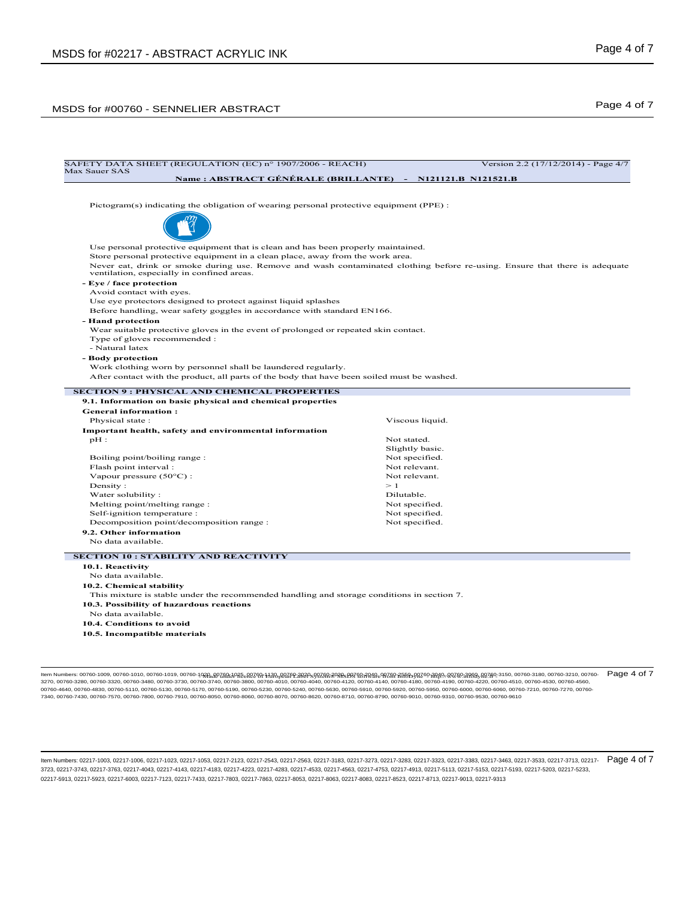SAFETY DATA SHEET (REGULATION (EC) n° 1907/2006 - REACH) Version 2.2 (17/12/2014) - Page 4/7
Max Sauer SAS

**Name : ABSTRACT GÉNÉRALE (BRILLANTE) - N121121.B N121521.B**

Pictogram(s) indicating the obligation of wearing personal protective equipment (PPE) :

Use personal protective equipment that is clean and has been properly maintained.
Store personal protective equipment in a clean place, away from the work area.
Never eat, drink or smoke during use. Remove and wash contaminated clothing before re-using. Ensure that there is adequate ventilation, especially in confined areas.

**- Eye / face protection**

Avoid contact with eyes.
Use eye protectors designed to protect against liquid splashes
Before handling, wear safety goggles in accordance with standard EN166.

**- Hand protection**

Wear suitable protective gloves in the event of prolonged or repeated skin contact.
Type of gloves recommended :
- Natural latex

**- Body protection**

Work clothing worn by personnel shall be laundered regularly.
After contact with the product, all parts of the body that have been soiled must be washed.

## SECTION 9 : PHYSICAL AND CHEMICAL PROPERTIES

### 9.1. Information on basic physical and chemical properties

**General information :**

| | |
|---|---|
| Physical state : | Viscous liquid. |

**Important health, safety and environmental information**

| | |
|---|---|
| pH : | Not stated. |
| | Slightly basic. |
| Boiling point/boiling range : | Not specified. |
| Flash point interval : | Not relevant. |
| Vapour pressure (50°C) : | Not relevant. |
| Density : | > 1 |
| Water solubility : | Dilutable. |
| Melting point/melting range : | Not specified. |
| Self-ignition temperature : | Not specified. |
| Decomposition point/decomposition range : | Not specified. |

### 9.2. Other information

No data available.

## SECTION 10 : STABILITY AND REACTIVITY

### 10.1. Reactivity

No data available.

### 10.2. Chemical stability

This mixture is stable under the recommended handling and storage conditions in section 7.

### 10.3. Possibility of hazardous reactions

No data available.

### 10.4. Conditions to avoid

### 10.5. Incompatible materials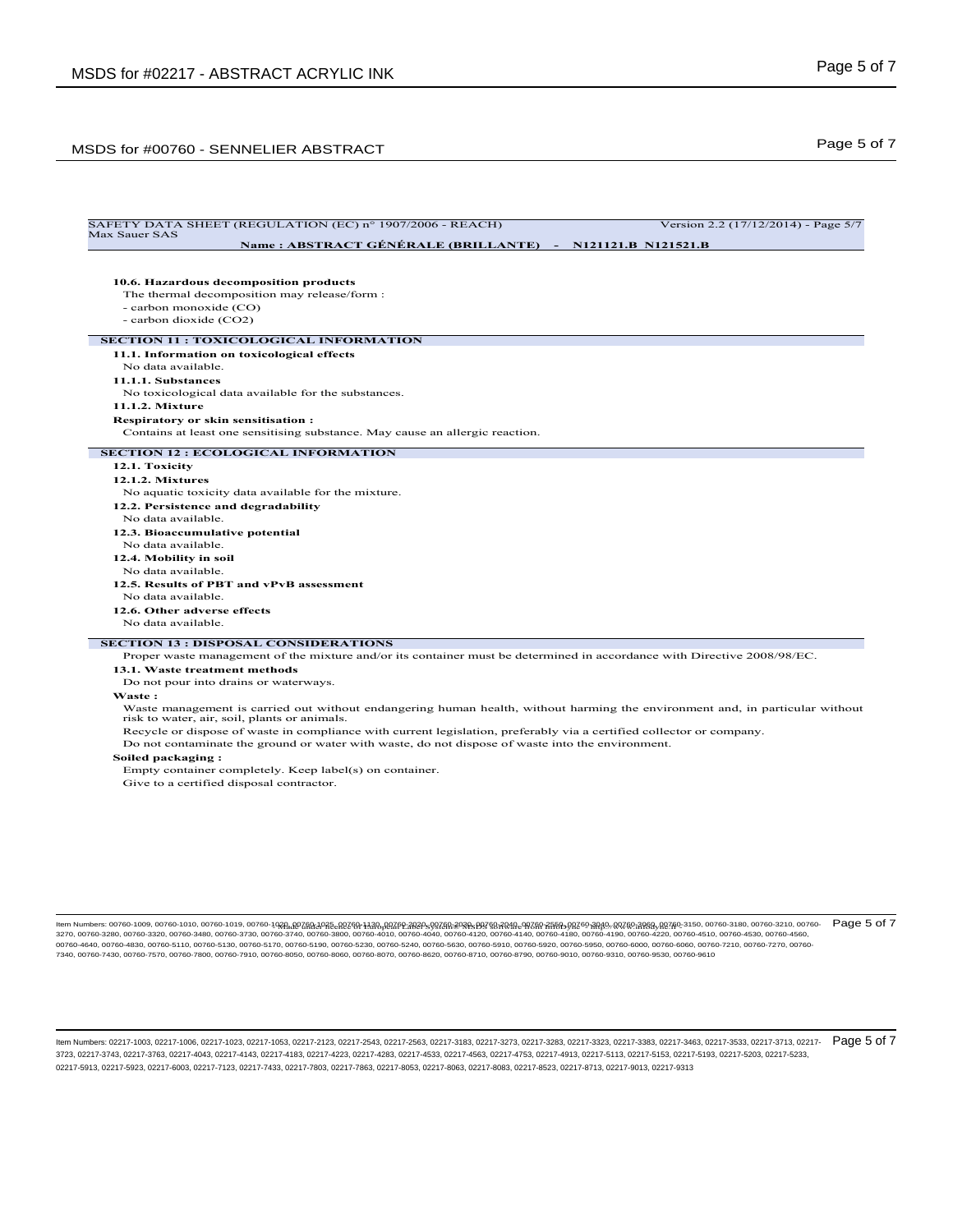SAFETY DATA SHEET (REGULATION (EC) n° 1907/2006 - REACH) Version 2.2 (17/12/2014) - Page 5/7
Max Sauer SAS

**Name : ABSTRACT GÉNÉRALE (BRILLANTE) - N121121.B N121521.B**

**10.6. Hazardous decomposition products**

The thermal decomposition may release/form :

- carbon monoxide (CO)
- carbon dioxide (CO2)

## SECTION 11 : TOXICOLOGICAL INFORMATION

**11.1. Information on toxicological effects**

No data available.

**11.1.1. Substances**

No toxicological data available for the substances.

**11.1.2. Mixture**

**Respiratory or skin sensitisation :**

Contains at least one sensitising substance. May cause an allergic reaction.

## SECTION 12 : ECOLOGICAL INFORMATION

**12.1. Toxicity**

**12.1.2. Mixtures**

No aquatic toxicity data available for the mixture.

**12.2. Persistence and degradability**

No data available.

**12.3. Bioaccumulative potential**

No data available.

**12.4. Mobility in soil**

No data available.

**12.5. Results of PBT and vPvB assessment**

No data available.

**12.6. Other adverse effects**

No data available.

## SECTION 13 : DISPOSAL CONSIDERATIONS

Proper waste management of the mixture and/or its container must be determined in accordance with Directive 2008/98/EC.

**13.1. Waste treatment methods**

Do not pour into drains or waterways.

**Waste :**

Waste management is carried out without endangering human health, without harming the environment and, in particular without risk to water, air, soil, plants or animals.

Recycle or dispose of waste in compliance with current legislation, preferably via a certified collector or company.

Do not contaminate the ground or water with waste, do not dispose of waste into the environment.

**Soiled packaging :**

Empty container completely. Keep label(s) on container.

Give to a certified disposal contractor.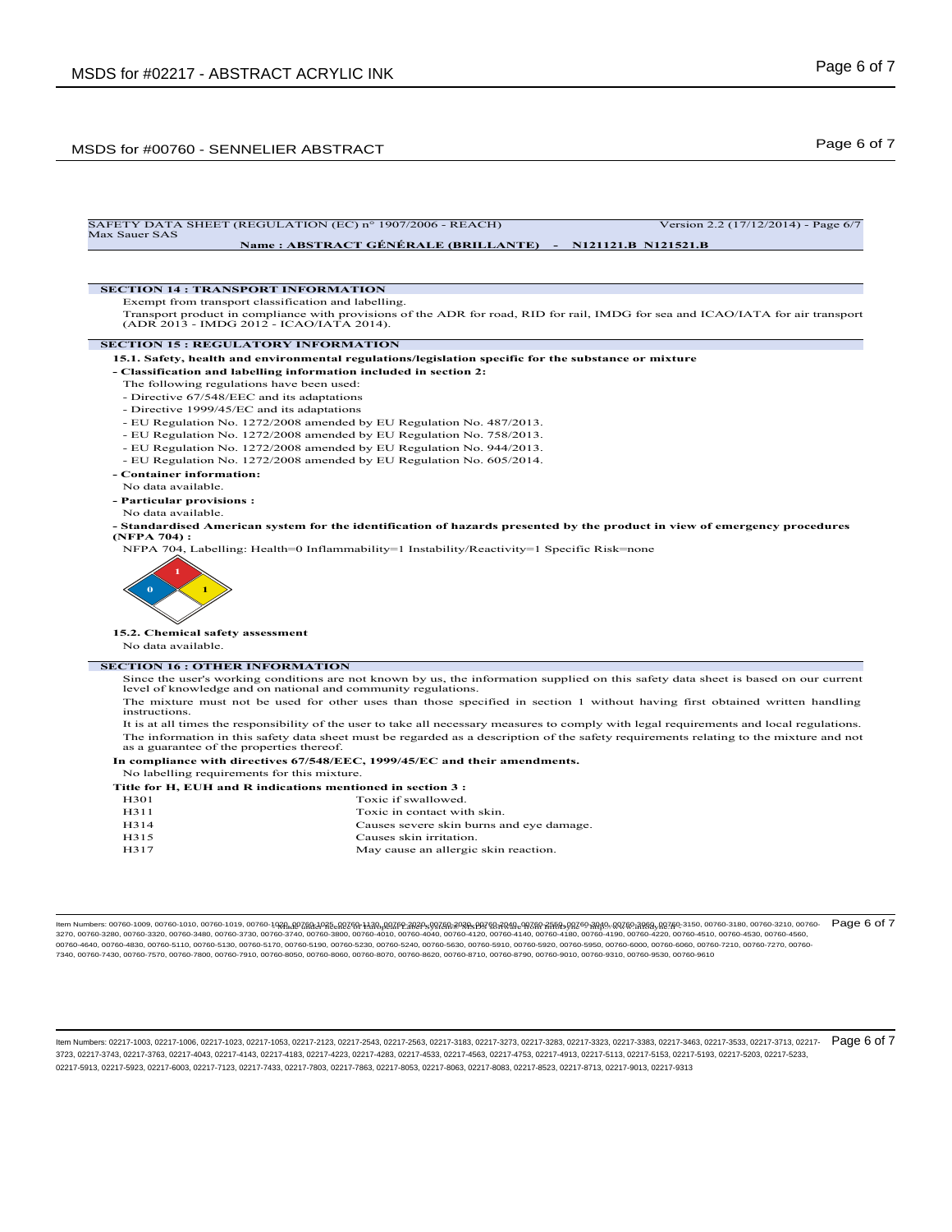SAFETY DATA SHEET (REGULATION (EC) n° 1907/2006 - REACH) Version 2.2 (17/12/2014) - Page 6/7
Max Sauer SAS

**Name : ABSTRACT GÉNÉRALE (BRILLANTE) - N121121.B N121521.B**

## SECTION 14 : TRANSPORT INFORMATION

Exempt from transport classification and labelling.

Transport product in compliance with provisions of the ADR for road, RID for rail, IMDG for sea and ICAO/IATA for air transport (ADR 2013 - IMDG 2012 - ICAO/IATA 2014).

## SECTION 15 : REGULATORY INFORMATION

**15.1. Safety, health and environmental regulations/legislation specific for the substance or mixture**

**- Classification and labelling information included in section 2:**

The following regulations have been used:

- Directive 67/548/EEC and its adaptations
- Directive 1999/45/EC and its adaptations
- EU Regulation No. 1272/2008 amended by EU Regulation No. 487/2013.
- EU Regulation No. 1272/2008 amended by EU Regulation No. 758/2013.
- EU Regulation No. 1272/2008 amended by EU Regulation No. 944/2013.
- EU Regulation No. 1272/2008 amended by EU Regulation No. 605/2014.

**- Container information:**

No data available.

**- Particular provisions :**

No data available.

**- Standardised American system for the identification of hazards presented by the product in view of emergency procedures (NFPA 704) :**

NFPA 704, Labelling: Health=0 Inflammability=1 Instability/Reactivity=1 Specific Risk=none

**15.2. Chemical safety assessment**

No data available.

## SECTION 16 : OTHER INFORMATION

Since the user's working conditions are not known by us, the information supplied on this safety data sheet is based on our current level of knowledge and on national and community regulations.

The mixture must not be used for other uses than those specified in section 1 without having first obtained written handling instructions.

It is at all times the responsibility of the user to take all necessary measures to comply with legal requirements and local regulations.

The information in this safety data sheet must be regarded as a description of the safety requirements relating to the mixture and not as a guarantee of the properties thereof.

**In compliance with directives 67/548/EEC, 1999/45/EC and their amendments.**

No labelling requirements for this mixture.

**Title for H, EUH and R indications mentioned in section 3 :**

| | |
|---|---|
| H301 | Toxic if swallowed. |
| H311 | Toxic in contact with skin. |
| H314 | Causes severe skin burns and eye damage. |
| H315 | Causes skin irritation. |
| H317 | May cause an allergic skin reaction. |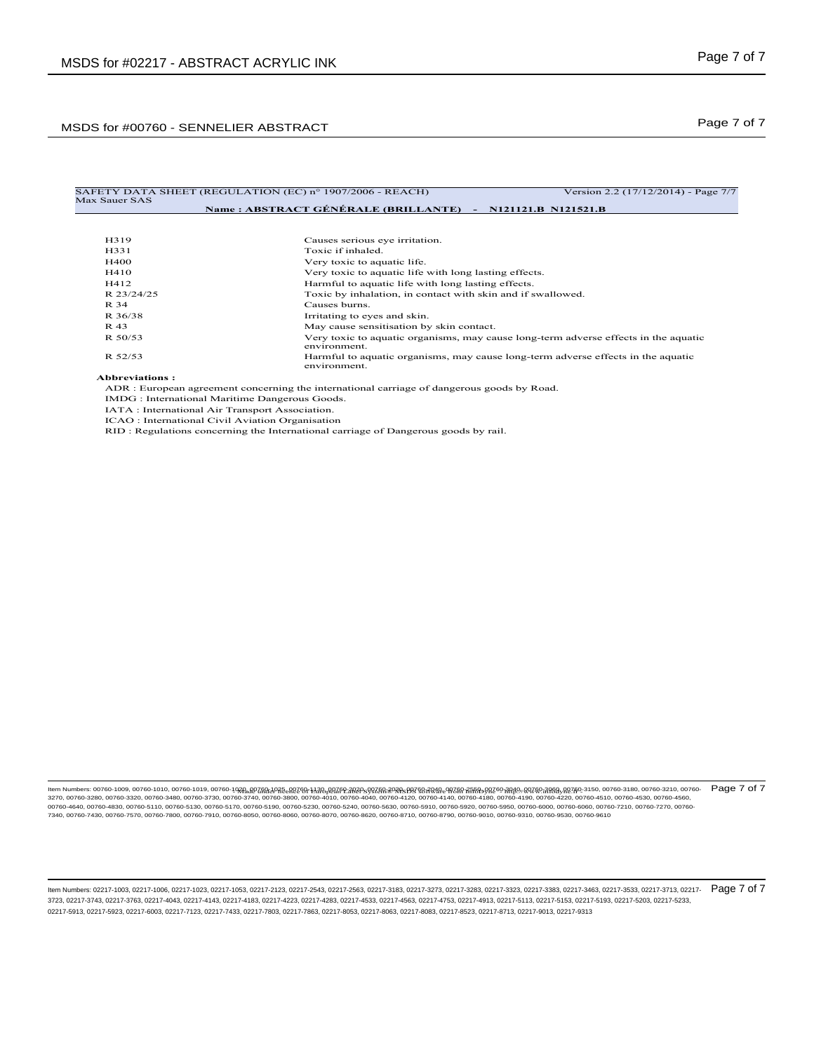SAFETY DATA SHEET (REGULATION (EC) n° 1907/2006 - REACH) Version 2.2 (17/12/2014) - Page 7/7
Max Sauer SAS

**Name : ABSTRACT GÉNÉRALE (BRILLANTE) - N121121.B N121521.B**

| | |
|---|---|
| H319 | Causes serious eye irritation. |
| H331 | Toxic if inhaled. |
| H400 | Very toxic to aquatic life. |
| H410 | Very toxic to aquatic life with long lasting effects. |
| H412 | Harmful to aquatic life with long lasting effects. |
| R 23/24/25 | Toxic by inhalation, in contact with skin and if swallowed. |
| R 34 | Causes burns. |
| R 36/38 | Irritating to eyes and skin. |
| R 43 | May cause sensitisation by skin contact. |
| R 50/53 | Very toxic to aquatic organisms, may cause long-term adverse effects in the aquatic environment. |
| R 52/53 | Harmful to aquatic organisms, may cause long-term adverse effects in the aquatic environment. |

**Abbreviations :**

ADR : European agreement concerning the international carriage of dangerous goods by Road.

IMDG : International Maritime Dangerous Goods.

IATA : International Air Transport Association.

ICAO : International Civil Aviation Organisation

RID : Regulations concerning the International carriage of Dangerous goods by rail.